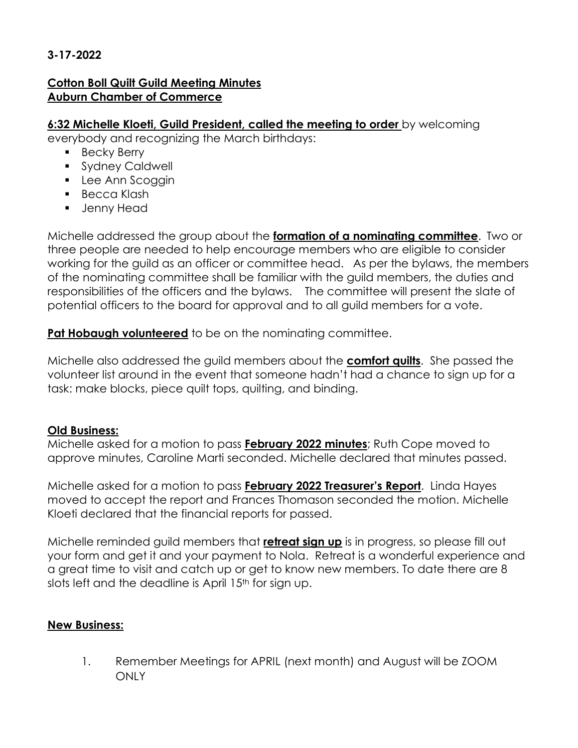**3-17-2022**

**Cotton Boll Quilt Guild Meeting Minutes**
**Auburn Chamber of Commerce**

**6:32 Michelle Kloeti, Guild President, called the meeting to order** by welcoming everybody and recognizing the March birthdays:

- Becky Berry
- Sydney Caldwell
- Lee Ann Scoggin
- Becca Klash
- Jenny Head

Michelle addressed the group about the **formation of a nominating committee**. Two or three people are needed to help encourage members who are eligible to consider working for the guild as an officer or committee head. As per the bylaws, the members of the nominating committee shall be familiar with the guild members, the duties and responsibilities of the officers and the bylaws. The committee will present the slate of potential officers to the board for approval and to all guild members for a vote.

**Pat Hobaugh volunteered** to be on the nominating committee.

Michelle also addressed the guild members about the **comfort quilts**. She passed the volunteer list around in the event that someone hadn't had a chance to sign up for a task: make blocks, piece quilt tops, quilting, and binding.

**Old Business:**

Michelle asked for a motion to pass **February 2022 minutes**; Ruth Cope moved to approve minutes, Caroline Marti seconded. Michelle declared that minutes passed.

Michelle asked for a motion to pass **February 2022 Treasurer's Report**. Linda Hayes moved to accept the report and Frances Thomason seconded the motion. Michelle Kloeti declared that the financial reports for passed.

Michelle reminded guild members that **retreat sign up** is in progress, so please fill out your form and get it and your payment to Nola. Retreat is a wonderful experience and a great time to visit and catch up or get to know new members. To date there are 8 slots left and the deadline is April 15th for sign up.

**New Business:**

1. Remember Meetings for APRIL (next month) and August will be ZOOM ONLY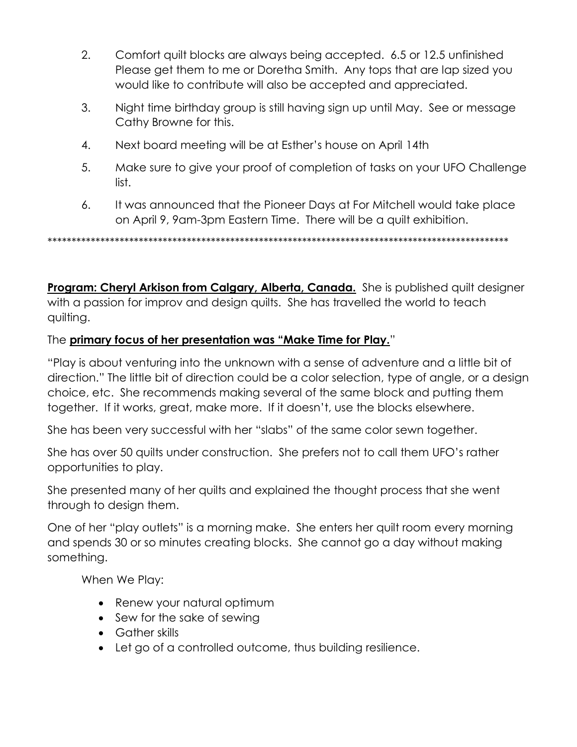2. Comfort quilt blocks are always being accepted. 6.5 or 12.5 unfinished Please get them to me or Doretha Smith. Any tops that are lap sized you would like to contribute will also be accepted and appreciated.
3. Night time birthday group is still having sign up until May. See or message Cathy Browne for this.
4. Next board meeting will be at Esther's house on April 14th
5. Make sure to give your proof of completion of tasks on your UFO Challenge list.
6. It was announced that the Pioneer Days at For Mitchell would take place on April 9, 9am-3pm Eastern Time. There will be a quilt exhibition.

*****************************************************************************************************

**<u>Program: Cheryl Arkison from Calgary, Alberta, Canada.</u>** She is published quilt designer with a passion for improv and design quilts. She has travelled the world to teach quilting.

The **<u>primary focus of her presentation was "Make Time for Play.</u>**"

"Play is about venturing into the unknown with a sense of adventure and a little bit of direction." The little bit of direction could be a color selection, type of angle, or a design choice, etc. She recommends making several of the same block and putting them together. If it works, great, make more. If it doesn't, use the blocks elsewhere.

She has been very successful with her "slabs" of the same color sewn together.

She has over 50 quilts under construction. She prefers not to call them UFO's rather opportunities to play.

She presented many of her quilts and explained the thought process that she went through to design them.

One of her "play outlets" is a morning make. She enters her quilt room every morning and spends 30 or so minutes creating blocks. She cannot go a day without making something.

When We Play:

- Renew your natural optimum
- Sew for the sake of sewing
- Gather skills
- Let go of a controlled outcome, thus building resilience.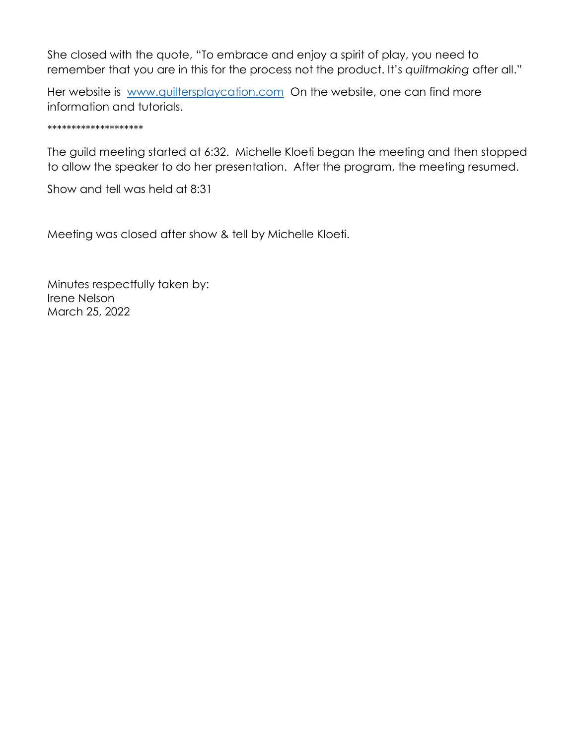She closed with the quote, "To embrace and enjoy a spirit of play, you need to remember that you are in this for the process not the product. It's *quiltmaking* after all."

Her website is [www.quiltersplaycation.com](www.quiltersplaycation.com) On the website, one can find more information and tutorials.

********************

The guild meeting started at 6:32. Michelle Kloeti began the meeting and then stopped to allow the speaker to do her presentation. After the program, the meeting resumed.

Show and tell was held at 8:31

Meeting was closed after show & tell by Michelle Kloeti.

Minutes respectfully taken by:
Irene Nelson
March 25, 2022